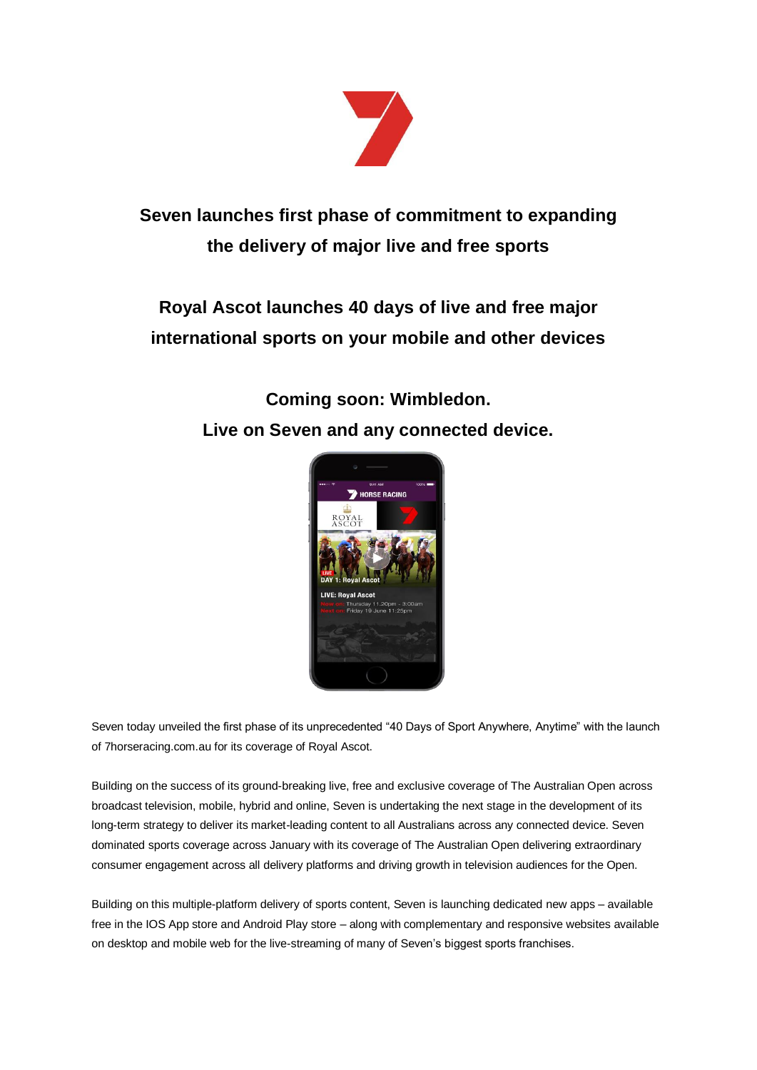# Seven launches first phase of commitment to expanding the delivery of major live and free sports

## Royal Ascot launches 40 days of live and free major international sports on your mobile and other devices

## Coming soon: Wimbledon. Live on Seven and any connected device.

Seven today unveiled the first phase of its unprecedented "40 Days of Sport Anywhere, Anytime" with the launch of 7horseracing.com.au for its coverage of Royal Ascot.

Building on the success of its ground-breaking live, free and exclusive coverage of The Australian Open across broadcast television, mobile, hybrid and online, Seven is undertaking the next stage in the development of its long-term strategy to deliver its market-leading content to all Australians across any connected device. Seven dominated sports coverage across January with its coverage of The Australian Open delivering extraordinary consumer engagement across all delivery platforms and driving growth in television audiences for the Open.

Building on this multiple-platform delivery of sports content, Seven is launching dedicated new apps – available free in the IOS App store and Android Play store – along with complementary and responsive websites available on desktop and mobile web for the live-streaming of many of Seven's biggest sports franchises.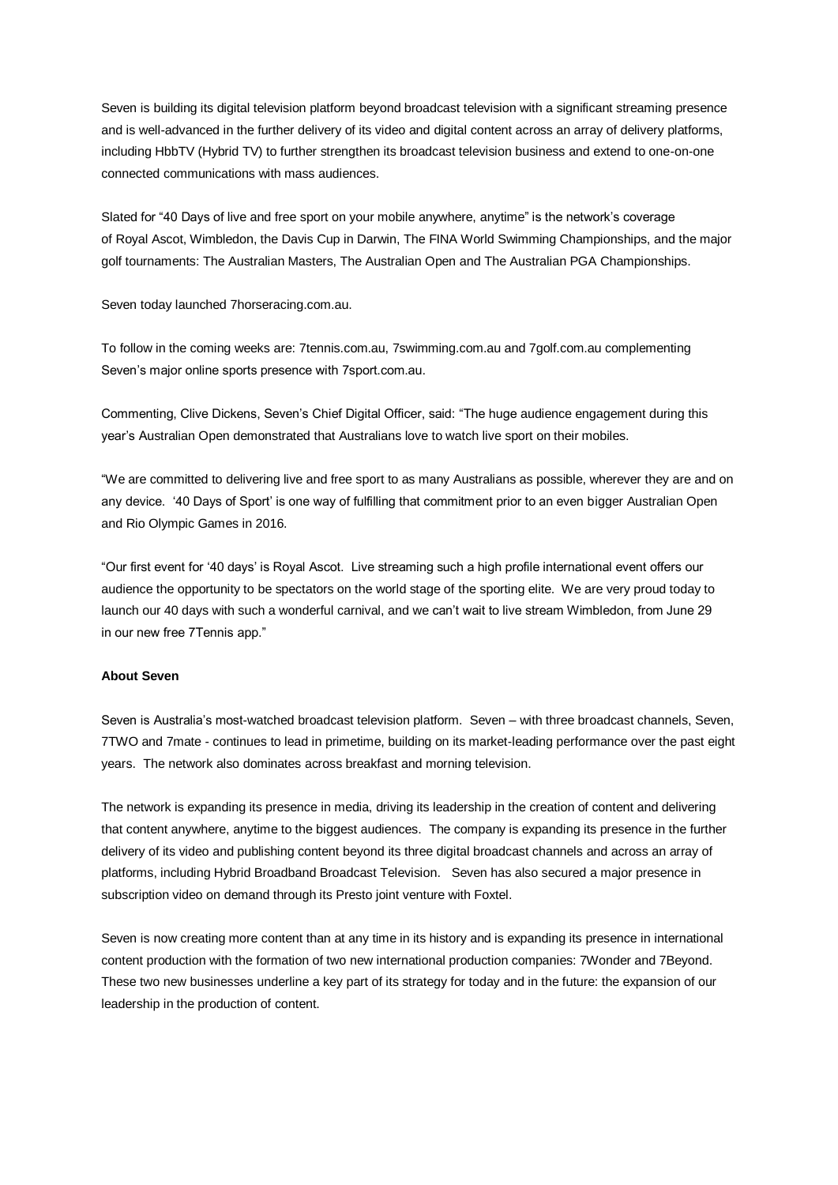Seven is building its digital television platform beyond broadcast television with a significant streaming presence and is well-advanced in the further delivery of its video and digital content across an array of delivery platforms, including HbbTV (Hybrid TV) to further strengthen its broadcast television business and extend to one-on-one connected communications with mass audiences.

Slated for "40 Days of live and free sport on your mobile anywhere, anytime" is the network's coverage of Royal Ascot, Wimbledon, the Davis Cup in Darwin, The FINA World Swimming Championships, and the major golf tournaments: The Australian Masters, The Australian Open and The Australian PGA Championships.

Seven today launched 7horseracing.com.au.

To follow in the coming weeks are: 7tennis.com.au, 7swimming.com.au and 7golf.com.au complementing Seven's major online sports presence with 7sport.com.au.

Commenting, Clive Dickens, Seven's Chief Digital Officer, said: "The huge audience engagement during this year's Australian Open demonstrated that Australians love to watch live sport on their mobiles.

"We are committed to delivering live and free sport to as many Australians as possible, wherever they are and on any device. '40 Days of Sport' is one way of fulfilling that commitment prior to an even bigger Australian Open and Rio Olympic Games in 2016.

"Our first event for '40 days' is Royal Ascot. Live streaming such a high profile international event offers our audience the opportunity to be spectators on the world stage of the sporting elite. We are very proud today to launch our 40 days with such a wonderful carnival, and we can't wait to live stream Wimbledon, from June 29 in our new free 7Tennis app."

**About Seven**

Seven is Australia's most-watched broadcast television platform. Seven – with three broadcast channels, Seven, 7TWO and 7mate - continues to lead in primetime, building on its market-leading performance over the past eight years. The network also dominates across breakfast and morning television.

The network is expanding its presence in media, driving its leadership in the creation of content and delivering that content anywhere, anytime to the biggest audiences. The company is expanding its presence in the further delivery of its video and publishing content beyond its three digital broadcast channels and across an array of platforms, including Hybrid Broadband Broadcast Television. Seven has also secured a major presence in subscription video on demand through its Presto joint venture with Foxtel.

Seven is now creating more content than at any time in its history and is expanding its presence in international content production with the formation of two new international production companies: 7Wonder and 7Beyond. These two new businesses underline a key part of its strategy for today and in the future: the expansion of our leadership in the production of content.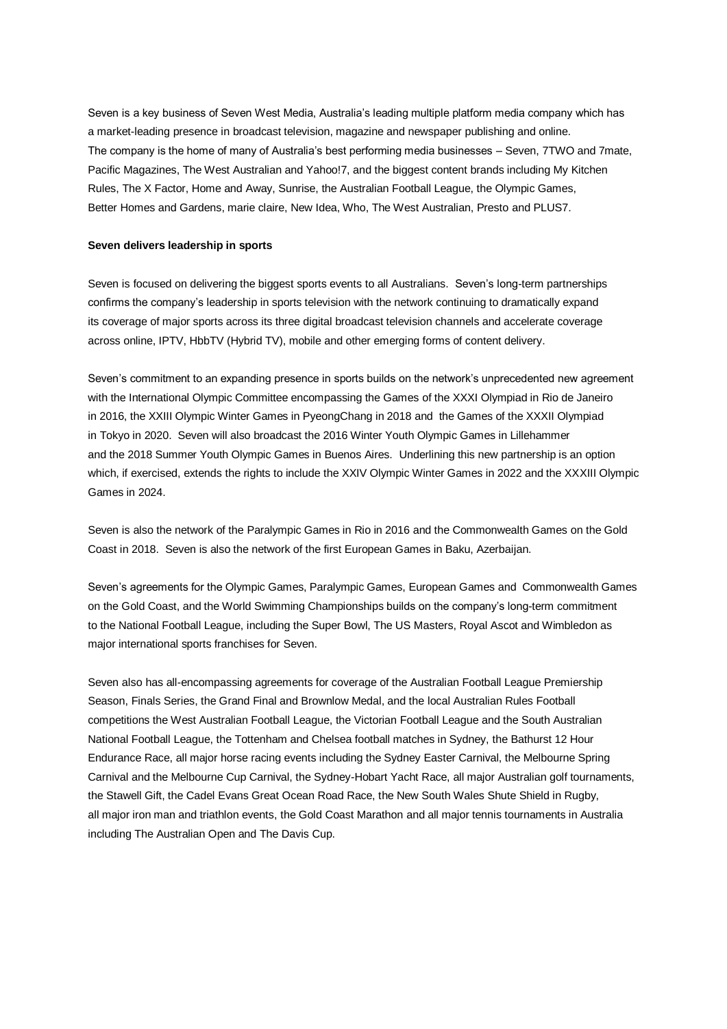Seven is a key business of Seven West Media, Australia's leading multiple platform media company which has a market-leading presence in broadcast television, magazine and newspaper publishing and online. The company is the home of many of Australia's best performing media businesses – Seven, 7TWO and 7mate, Pacific Magazines, The West Australian and Yahoo!7, and the biggest content brands including My Kitchen Rules, The X Factor, Home and Away, Sunrise, the Australian Football League, the Olympic Games, Better Homes and Gardens, marie claire, New Idea, Who, The West Australian, Presto and PLUS7.

**Seven delivers leadership in sports**

Seven is focused on delivering the biggest sports events to all Australians. Seven's long-term partnerships confirms the company's leadership in sports television with the network continuing to dramatically expand its coverage of major sports across its three digital broadcast television channels and accelerate coverage across online, IPTV, HbbTV (Hybrid TV), mobile and other emerging forms of content delivery.

Seven's commitment to an expanding presence in sports builds on the network's unprecedented new agreement with the International Olympic Committee encompassing the Games of the XXXI Olympiad in Rio de Janeiro in 2016, the XXIII Olympic Winter Games in PyeongChang in 2018 and the Games of the XXXII Olympiad in Tokyo in 2020. Seven will also broadcast the 2016 Winter Youth Olympic Games in Lillehammer and the 2018 Summer Youth Olympic Games in Buenos Aires. Underlining this new partnership is an option which, if exercised, extends the rights to include the XXIV Olympic Winter Games in 2022 and the XXXIII Olympic Games in 2024.

Seven is also the network of the Paralympic Games in Rio in 2016 and the Commonwealth Games on the Gold Coast in 2018. Seven is also the network of the first European Games in Baku, Azerbaijan.

Seven's agreements for the Olympic Games, Paralympic Games, European Games and Commonwealth Games on the Gold Coast, and the World Swimming Championships builds on the company's long-term commitment to the National Football League, including the Super Bowl, The US Masters, Royal Ascot and Wimbledon as major international sports franchises for Seven.

Seven also has all-encompassing agreements for coverage of the Australian Football League Premiership Season, Finals Series, the Grand Final and Brownlow Medal, and the local Australian Rules Football competitions the West Australian Football League, the Victorian Football League and the South Australian National Football League, the Tottenham and Chelsea football matches in Sydney, the Bathurst 12 Hour Endurance Race, all major horse racing events including the Sydney Easter Carnival, the Melbourne Spring Carnival and the Melbourne Cup Carnival, the Sydney-Hobart Yacht Race, all major Australian golf tournaments, the Stawell Gift, the Cadel Evans Great Ocean Road Race, the New South Wales Shute Shield in Rugby, all major iron man and triathlon events, the Gold Coast Marathon and all major tennis tournaments in Australia including The Australian Open and The Davis Cup.